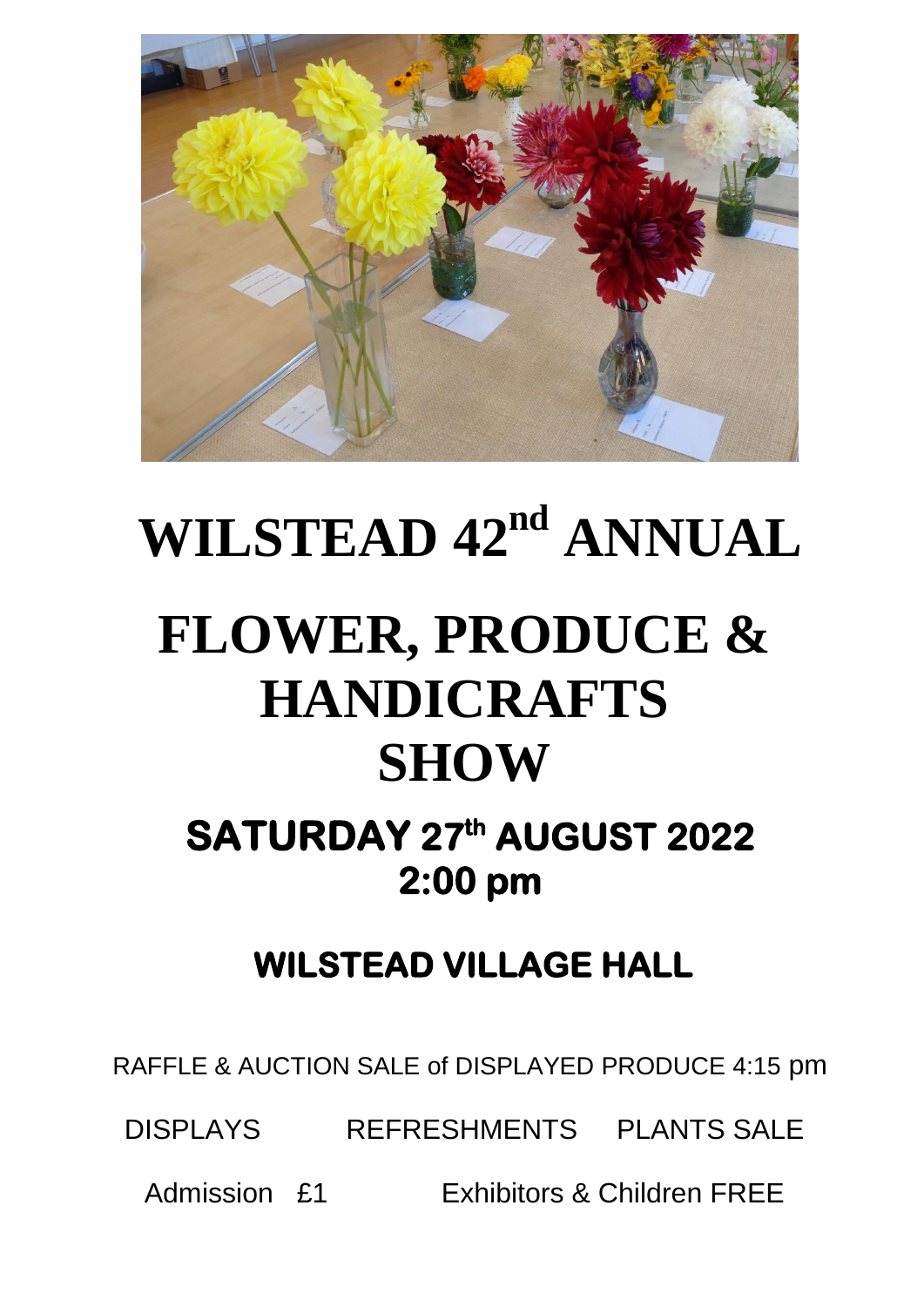# WILSTEAD 42nd ANNUAL

# FLOWER, PRODUCE & HANDICRAFTS SHOW

## SATURDAY 27th AUGUST 2022
## 2:00 pm

## WILSTEAD VILLAGE HALL

RAFFLE & AUCTION SALE of DISPLAYED PRODUCE 4:15 pm

DISPLAYS REFRESHMENTS PLANTS SALE

Admission £1 Exhibitors & Children FREE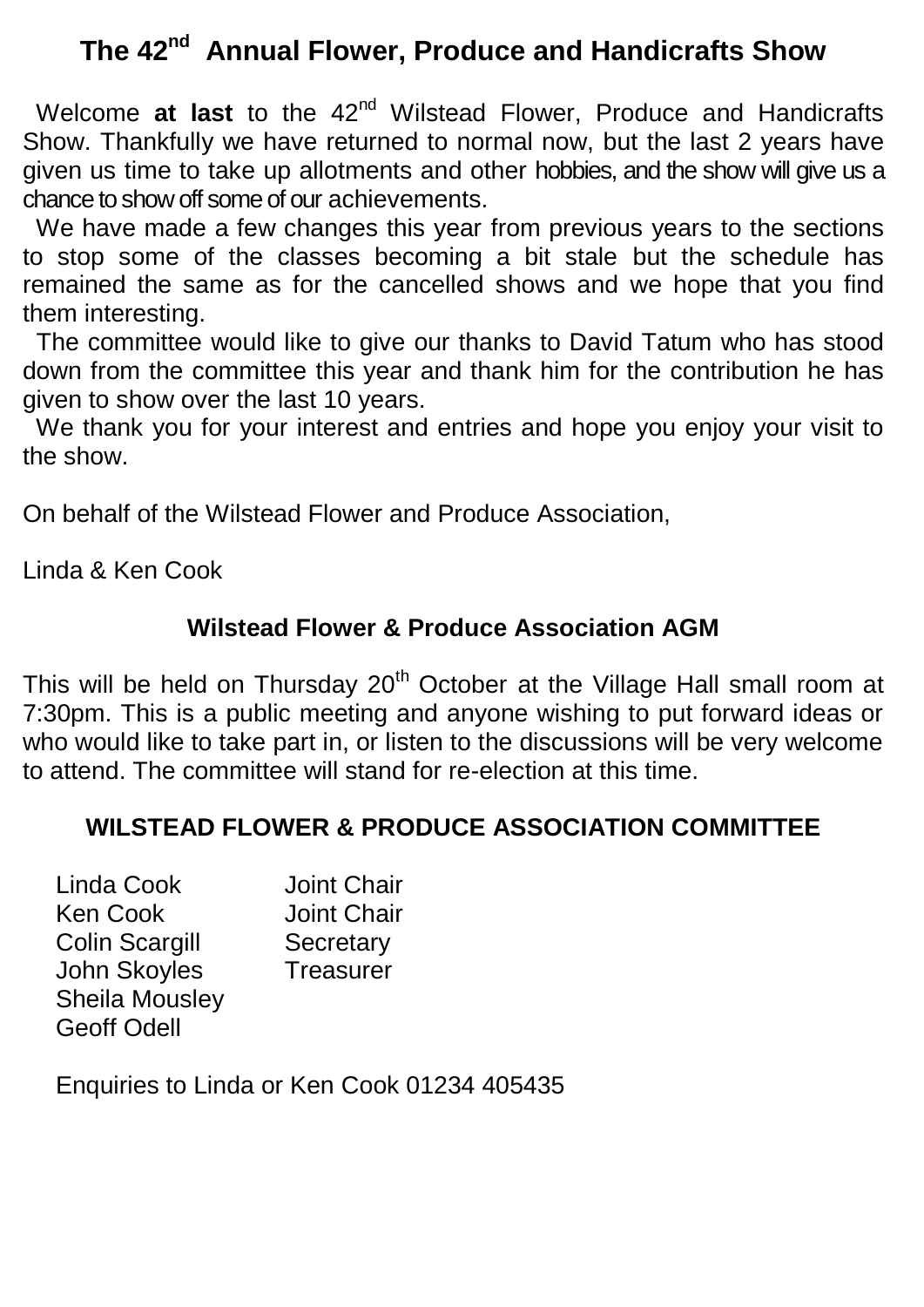# The 42nd Annual Flower, Produce and Handicrafts Show

Welcome **at last** to the 42nd Wilstead Flower, Produce and Handicrafts Show. Thankfully we have returned to normal now, but the last 2 years have given us time to take up allotments and other hobbies, and the show will give us a chance to show off some of our achievements.

We have made a few changes this year from previous years to the sections to stop some of the classes becoming a bit stale but the schedule has remained the same as for the cancelled shows and we hope that you find them interesting.

The committee would like to give our thanks to David Tatum who has stood down from the committee this year and thank him for the contribution he has given to show over the last 10 years.

We thank you for your interest and entries and hope you enjoy your visit to the show.

On behalf of the Wilstead Flower and Produce Association,

Linda & Ken Cook

## Wilstead Flower & Produce Association AGM

This will be held on Thursday 20th October at the Village Hall small room at 7:30pm. This is a public meeting and anyone wishing to put forward ideas or who would like to take part in, or listen to the discussions will be very welcome to attend. The committee will stand for re-election at this time.

## WILSTEAD FLOWER & PRODUCE ASSOCIATION COMMITTEE

| | |
|---|---|
| Linda Cook | Joint Chair |
| Ken Cook | Joint Chair |
| Colin Scargill | Secretary |
| John Skoyles | Treasurer |
| Sheila Mousley | |
| Geoff Odell | |

Enquiries to Linda or Ken Cook 01234 405435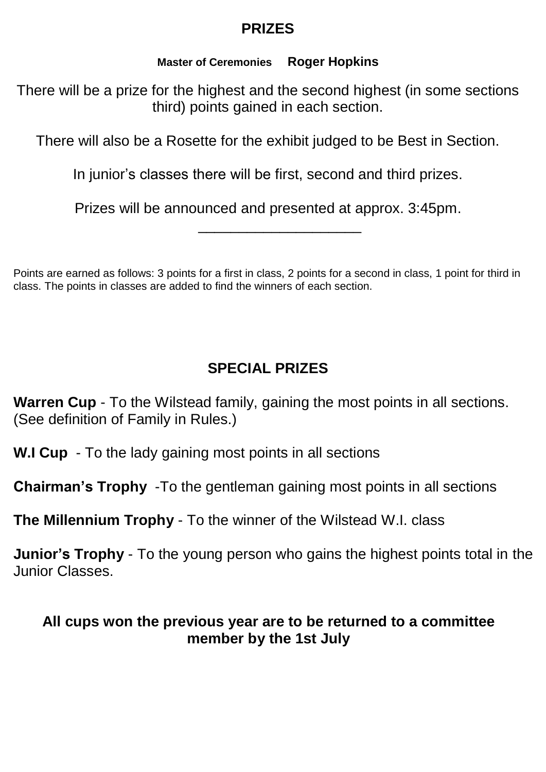## PRIZES

**Master of Ceremonies Roger Hopkins**

There will be a prize for the highest and the second highest (in some sections third) points gained in each section.

There will also be a Rosette for the exhibit judged to be Best in Section.

In junior's classes there will be first, second and third prizes.

Prizes will be announced and presented at approx. 3:45pm.

---

Points are earned as follows: 3 points for a first in class, 2 points for a second in class, 1 point for third in class. The points in classes are added to find the winners of each section.

## SPECIAL PRIZES

**Warren Cup** - To the Wilstead family, gaining the most points in all sections. (See definition of Family in Rules.)

**W.I Cup** - To the lady gaining most points in all sections

**Chairman's Trophy** -To the gentleman gaining most points in all sections

**The Millennium Trophy** - To the winner of the Wilstead W.I. class

**Junior's Trophy** - To the young person who gains the highest points total in the Junior Classes.

**All cups won the previous year are to be returned to a committee member by the 1st July**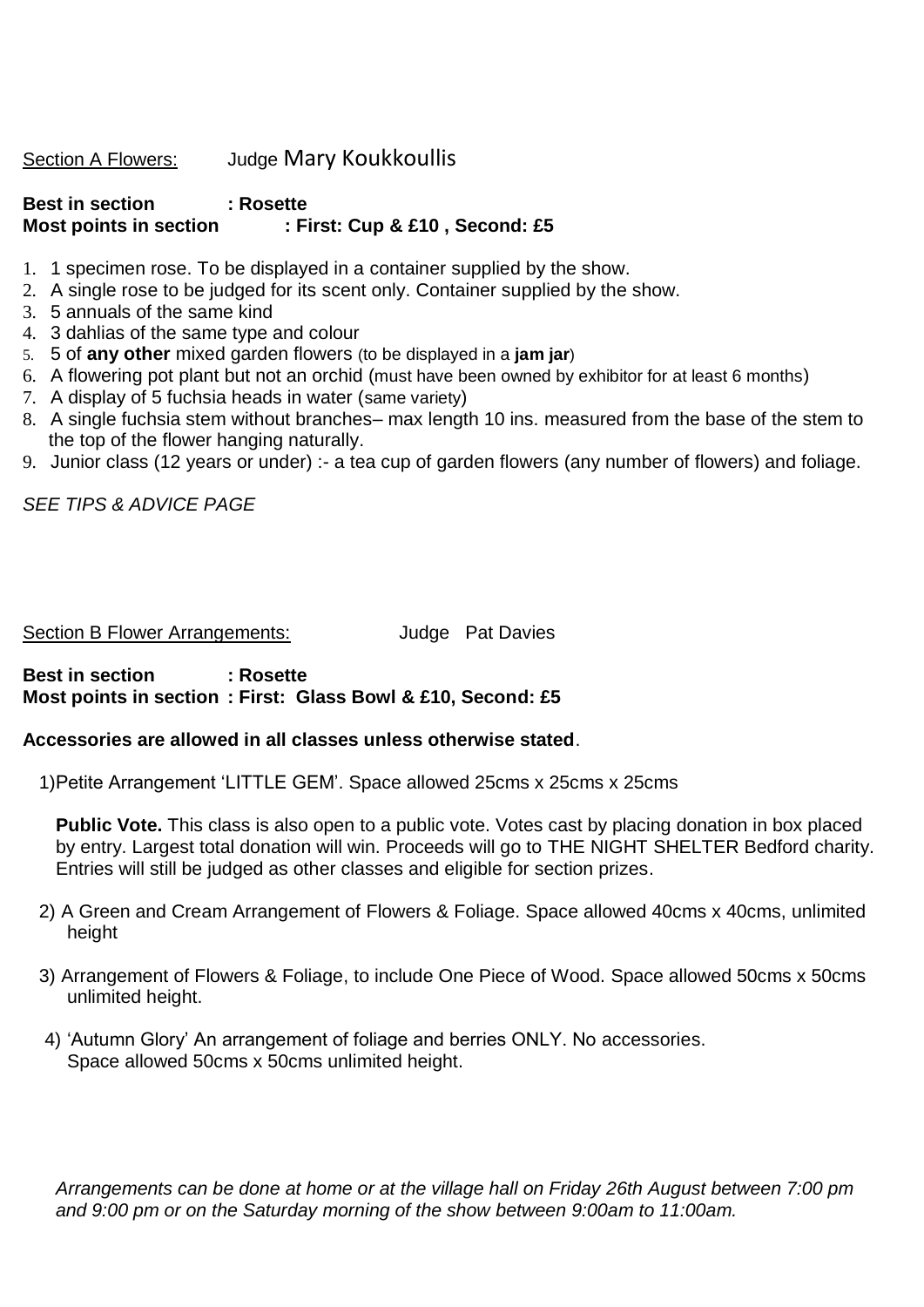## Section A Flowers: Judge Mary Koukkoullis

**Best in section : Rosette**
**Most points in section : First: Cup & £10 , Second: £5**

1. 1 specimen rose. To be displayed in a container supplied by the show.
2. A single rose to be judged for its scent only. Container supplied by the show.
3. 5 annuals of the same kind
4. 3 dahlias of the same type and colour
5. 5 of **any other** mixed garden flowers (to be displayed in a **jam jar**)
6. A flowering pot plant but not an orchid (must have been owned by exhibitor for at least 6 months)
7. A display of 5 fuchsia heads in water (same variety)
8. A single fuchsia stem without branches– max length 10 ins. measured from the base of the stem to the top of the flower hanging naturally.
9. Junior class (12 years or under) :- a tea cup of garden flowers (any number of flowers) and foliage.

*SEE TIPS & ADVICE PAGE*

## Section B Flower Arrangements: Judge Pat Davies

**Best in section : Rosette**
**Most points in section : First: Glass Bowl & £10, Second: £5**

**Accessories are allowed in all classes unless otherwise stated**.

1) Petite Arrangement 'LITTLE GEM'. Space allowed 25cms x 25cms x 25cms

   **Public Vote.** This class is also open to a public vote. Votes cast by placing donation in box placed by entry. Largest total donation will win. Proceeds will go to THE NIGHT SHELTER Bedford charity. Entries will still be judged as other classes and eligible for section prizes.

2) A Green and Cream Arrangement of Flowers & Foliage. Space allowed 40cms x 40cms, unlimited height

3) Arrangement of Flowers & Foliage, to include One Piece of Wood. Space allowed 50cms x 50cms unlimited height.

4) 'Autumn Glory' An arrangement of foliage and berries ONLY. No accessories. Space allowed 50cms x 50cms unlimited height.

*Arrangements can be done at home or at the village hall on Friday 26th August between 7:00 pm and 9:00 pm or on the Saturday morning of the show between 9:00am to 11:00am.*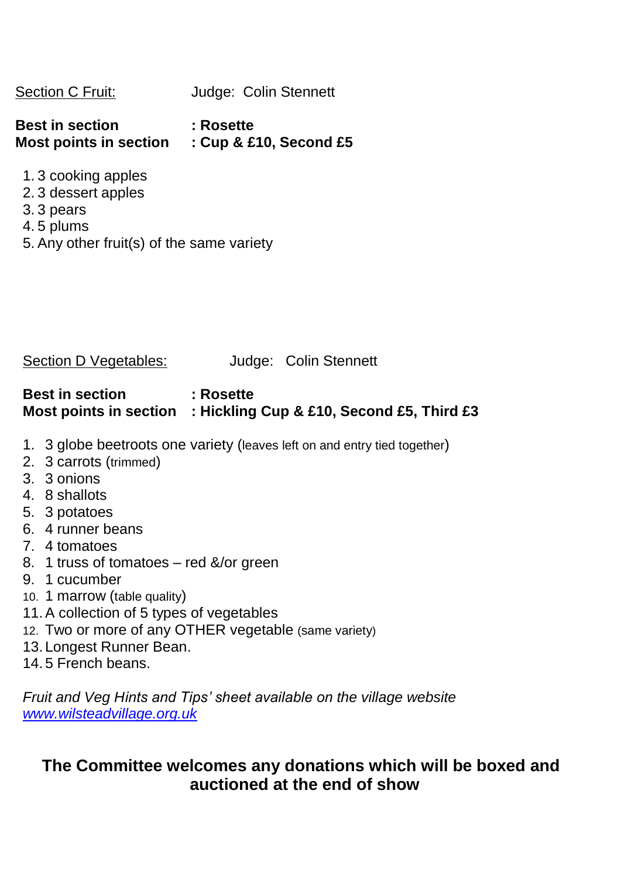Section C Fruit: Judge: Colin Stennett

**Best in section : Rosette**
**Most points in section : Cup & £10, Second £5**

1. 3 cooking apples
2. 3 dessert apples
3. 3 pears
4. 5 plums
5. Any other fruit(s) of the same variety

Section D Vegetables: Judge: Colin Stennett

**Best in section : Rosette**
**Most points in section : Hickling Cup & £10, Second £5, Third £3**

1. 3 globe beetroots one variety (leaves left on and entry tied together)
2. 3 carrots (trimmed)
3. 3 onions
4. 8 shallots
5. 3 potatoes
6. 4 runner beans
7. 4 tomatoes
8. 1 truss of tomatoes – red &/or green
9. 1 cucumber
10. 1 marrow (table quality)
11. A collection of 5 types of vegetables
12. Two or more of any OTHER vegetable (same variety)
13. Longest Runner Bean.
14. 5 French beans.

*Fruit and Veg Hints and Tips' sheet available on the village website* www.wilsteadvillage.org.uk

**The Committee welcomes any donations which will be boxed and auctioned at the end of show**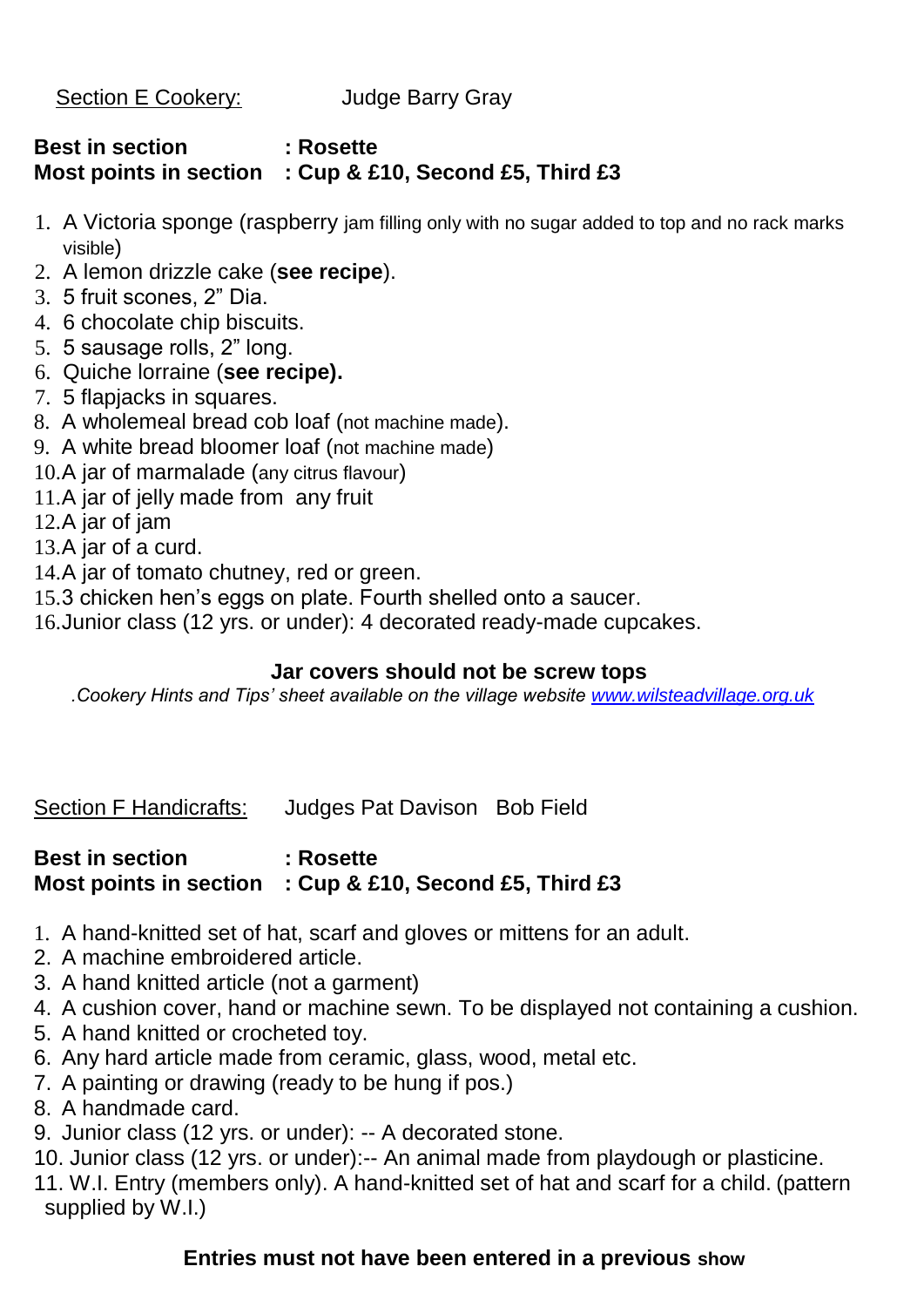## Section E Cookery: Judge Barry Gray

**Best in section : Rosette**
**Most points in section : Cup & £10, Second £5, Third £3**

1. A Victoria sponge (raspberry jam filling only with no sugar added to top and no rack marks visible)
2. A lemon drizzle cake (**see recipe**).
3. 5 fruit scones, 2" Dia.
4. 6 chocolate chip biscuits.
5. 5 sausage rolls, 2" long.
6. Quiche lorraine (**see recipe).**
7. 5 flapjacks in squares.
8. A wholemeal bread cob loaf (not machine made).
9. A white bread bloomer loaf (not machine made)
10. A jar of marmalade (any citrus flavour)
11. A jar of jelly made from any fruit
12. A jar of jam
13. A jar of a curd.
14. A jar of tomato chutney, red or green.
15. 3 chicken hen's eggs on plate. Fourth shelled onto a saucer.
16. Junior class (12 yrs. or under): 4 decorated ready-made cupcakes.

**Jar covers should not be screw tops**

*.Cookery Hints and Tips' sheet available on the village website [www.wilsteadvillage.org.uk](http://www.wilsteadvillage.org.uk)*

## Section F Handicrafts: Judges Pat Davison Bob Field

**Best in section : Rosette**
**Most points in section : Cup & £10, Second £5, Third £3**

1. A hand-knitted set of hat, scarf and gloves or mittens for an adult.
2. A machine embroidered article.
3. A hand knitted article (not a garment)
4. A cushion cover, hand or machine sewn. To be displayed not containing a cushion.
5. A hand knitted or crocheted toy.
6. Any hard article made from ceramic, glass, wood, metal etc.
7. A painting or drawing (ready to be hung if pos.)
8. A handmade card.
9. Junior class (12 yrs. or under): -- A decorated stone.
10. Junior class (12 yrs. or under):-- An animal made from playdough or plasticine.
11. W.I. Entry (members only). A hand-knitted set of hat and scarf for a child. (pattern supplied by W.I.)

**Entries must not have been entered in a previous show**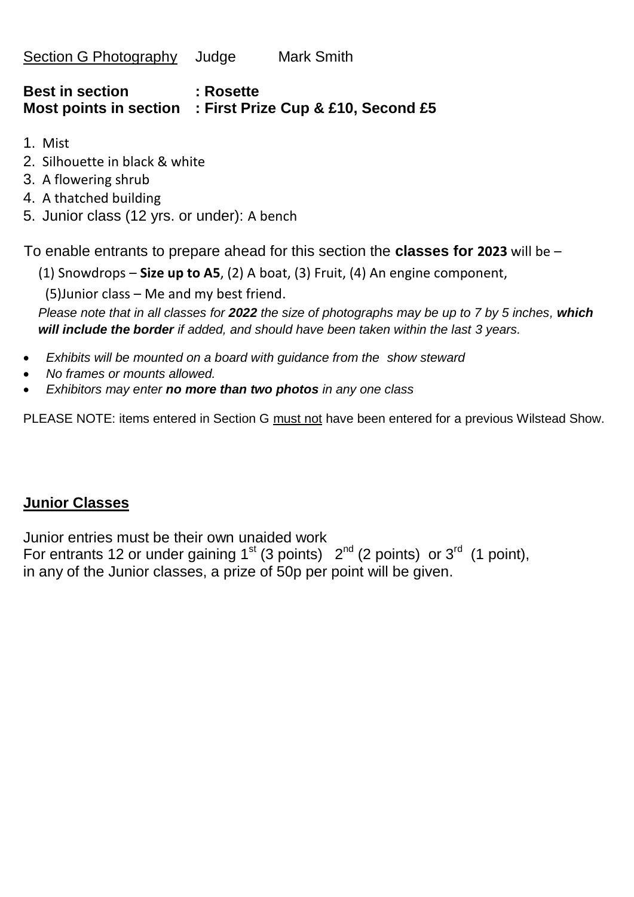<u>Section G Photography</u> Judge Mark Smith

**Best in section : Rosette**
**Most points in section : First Prize Cup & £10, Second £5**

1. Mist
2. Silhouette in black & white
3. A flowering shrub
4. A thatched building
5. Junior class (12 yrs. or under): A bench

To enable entrants to prepare ahead for this section the **classes for 2023** will be –

(1) Snowdrops – **Size up to A5**, (2) A boat, (3) Fruit, (4) An engine component,

(5)Junior class – Me and my best friend.

*Please note that in all classes for **2022** the size of photographs may be up to 7 by 5 inches, **which will include the border** if added, and should have been taken within the last 3 years.*

- *Exhibits will be mounted on a board with guidance from the show steward*
- *No frames or mounts allowed.*
- *Exhibitors may enter **no more than two photos** in any one class*

PLEASE NOTE: items entered in Section G <u>must not</u> have been entered for a previous Wilstead Show.

## <u>Junior Classes</u>

Junior entries must be their own unaided work
For entrants 12 or under gaining 1st (3 points) 2nd (2 points) or 3rd (1 point), in any of the Junior classes, a prize of 50p per point will be given.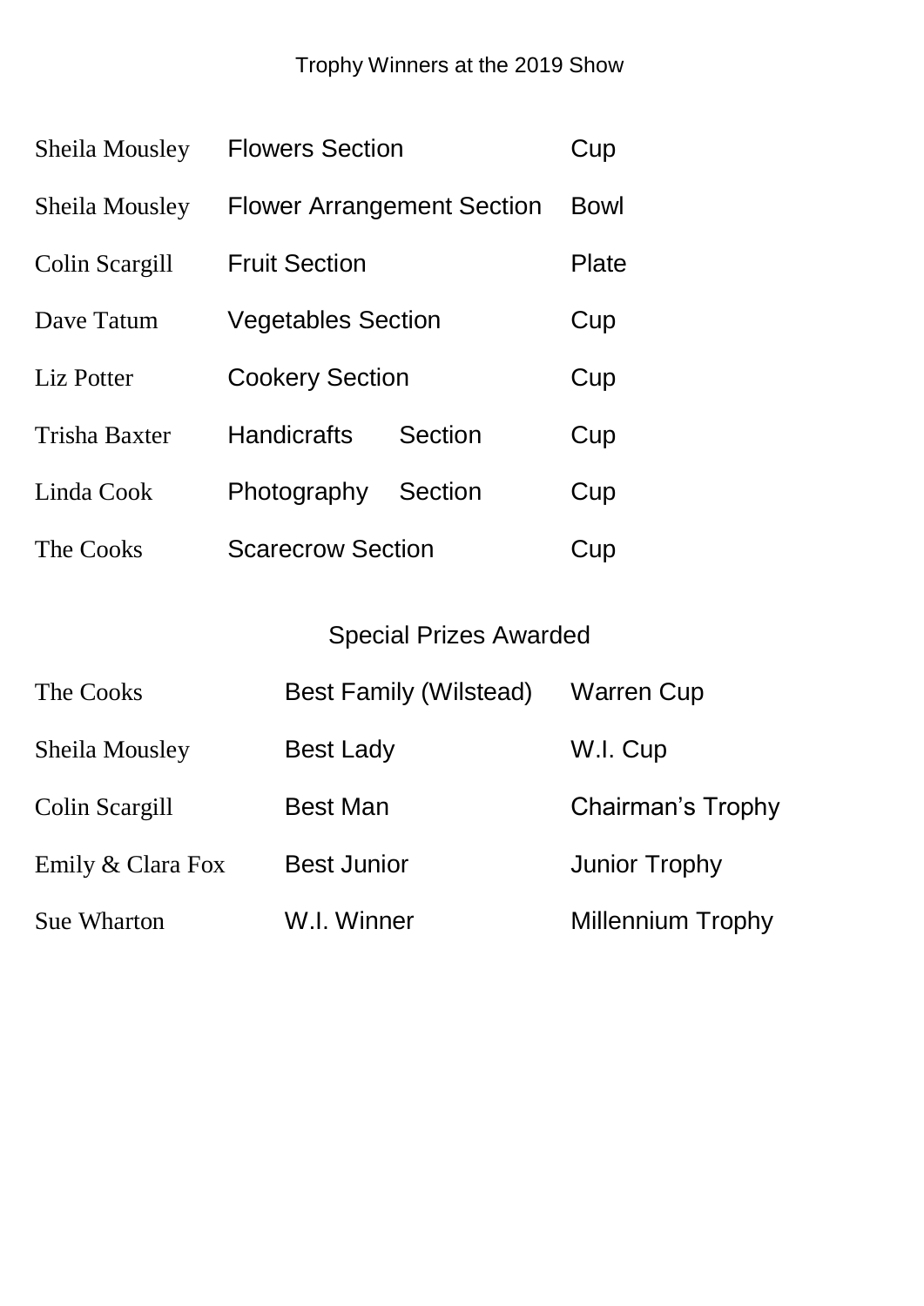## Trophy Winners at the 2019 Show

| | | |
|---|---|---|
| Sheila Mousley | Flowers Section | Cup |
| Sheila Mousley | Flower Arrangement Section | Bowl |
| Colin Scargill | Fruit Section | Plate |
| Dave Tatum | Vegetables Section | Cup |
| Liz Potter | Cookery Section | Cup |
| Trisha Baxter | Handicrafts Section | Cup |
| Linda Cook | Photography Section | Cup |
| The Cooks | Scarecrow Section | Cup |

## Special Prizes Awarded

| | | |
|---|---|---|
| The Cooks | Best Family (Wilstead) | Warren Cup |
| Sheila Mousley | Best Lady | W.I. Cup |
| Colin Scargill | Best Man | Chairman's Trophy |
| Emily & Clara Fox | Best Junior | Junior Trophy |
| Sue Wharton | W.I. Winner | Millennium Trophy |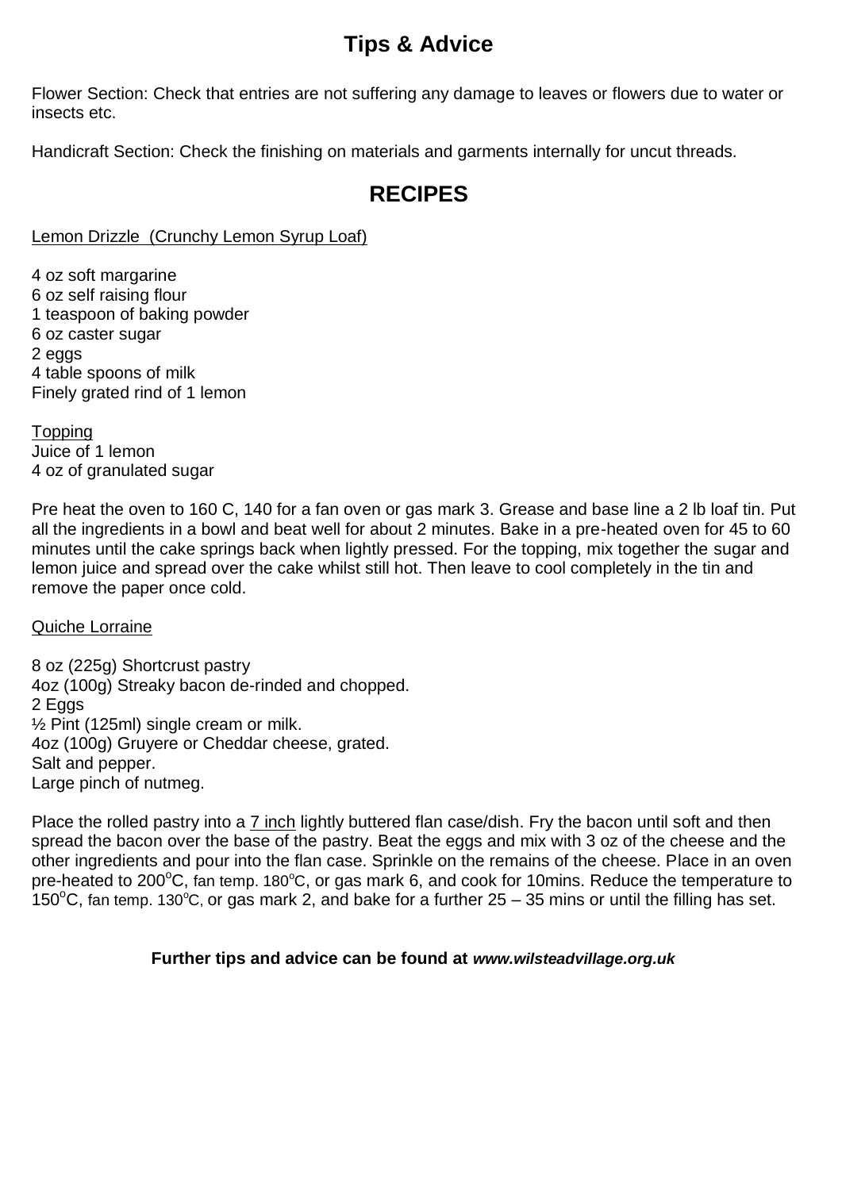# Tips & Advice

Flower Section: Check that entries are not suffering any damage to leaves or flowers due to water or insects etc.

Handicraft Section: Check the finishing on materials and garments internally for uncut threads.

# RECIPES

Lemon Drizzle (Crunchy Lemon Syrup Loaf)

4 oz soft margarine
6 oz self raising flour
1 teaspoon of baking powder
6 oz caster sugar
2 eggs
4 table spoons of milk
Finely grated rind of 1 lemon

Topping
Juice of 1 lemon
4 oz of granulated sugar

Pre heat the oven to 160 C, 140 for a fan oven or gas mark 3. Grease and base line a 2 lb loaf tin. Put all the ingredients in a bowl and beat well for about 2 minutes. Bake in a pre-heated oven for 45 to 60 minutes until the cake springs back when lightly pressed. For the topping, mix together the sugar and lemon juice and spread over the cake whilst still hot. Then leave to cool completely in the tin and remove the paper once cold.

Quiche Lorraine

8 oz (225g) Shortcrust pastry
4oz (100g) Streaky bacon de-rinded and chopped.
2 Eggs
½ Pint (125ml) single cream or milk.
4oz (100g) Gruyere or Cheddar cheese, grated.
Salt and pepper.
Large pinch of nutmeg.

Place the rolled pastry into a 7 inch lightly buttered flan case/dish. Fry the bacon until soft and then spread the bacon over the base of the pastry. Beat the eggs and mix with 3 oz of the cheese and the other ingredients and pour into the flan case. Sprinkle on the remains of the cheese. Place in an oven pre-heated to 200°C, fan temp. 180°C, or gas mark 6, and cook for 10mins. Reduce the temperature to 150°C, fan temp. 130°C, or gas mark 2, and bake for a further 25 – 35 mins or until the filling has set.

**Further tips and advice can be found at *www.wilsteadvillage.org.uk***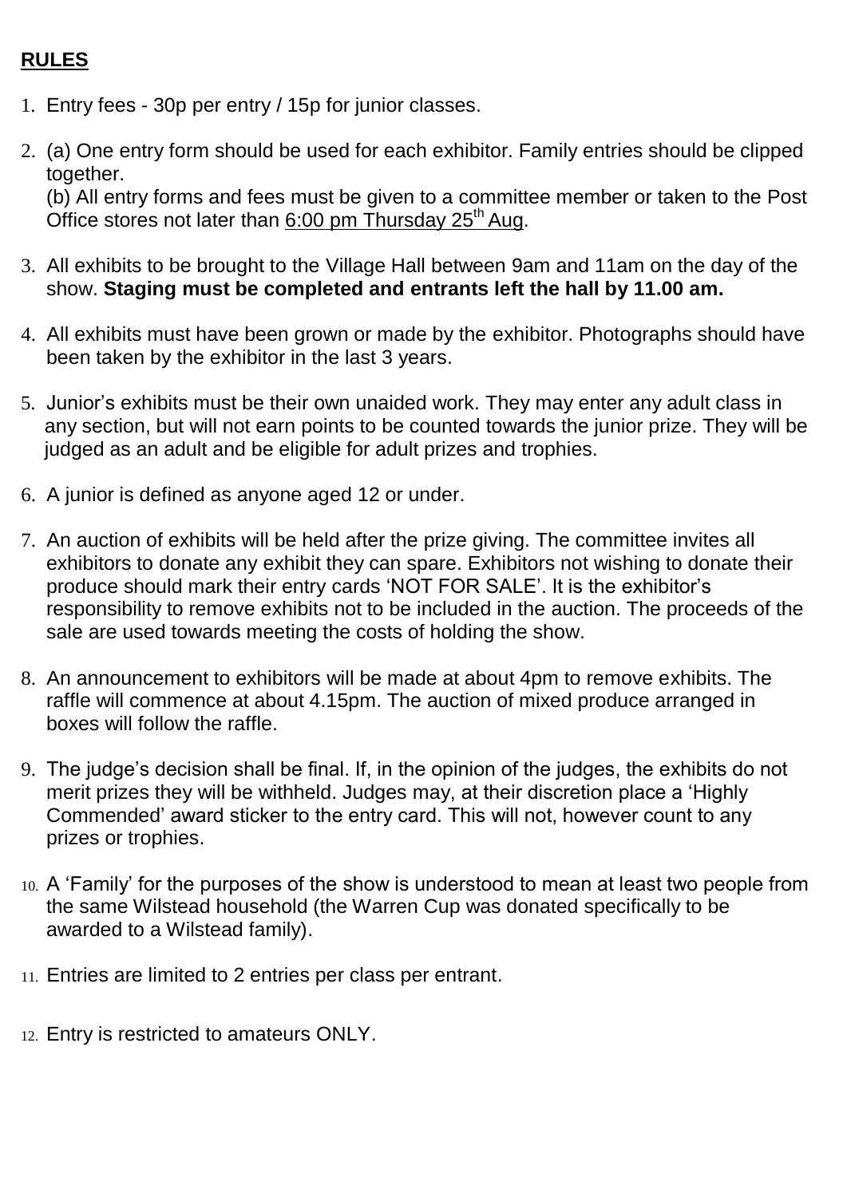## **RULES**

1. Entry fees - 30p per entry / 15p for junior classes.
2. (a) One entry form should be used for each exhibitor. Family entries should be clipped together.
   (b) All entry forms and fees must be given to a committee member or taken to the Post Office stores not later than 6:00 pm Thursday 25th Aug.
3. All exhibits to be brought to the Village Hall between 9am and 11am on the day of the show. **Staging must be completed and entrants left the hall by 11.00 am.**
4. All exhibits must have been grown or made by the exhibitor. Photographs should have been taken by the exhibitor in the last 3 years.
5. Junior's exhibits must be their own unaided work. They may enter any adult class in any section, but will not earn points to be counted towards the junior prize. They will be judged as an adult and be eligible for adult prizes and trophies.
6. A junior is defined as anyone aged 12 or under.
7. An auction of exhibits will be held after the prize giving. The committee invites all exhibitors to donate any exhibit they can spare. Exhibitors not wishing to donate their produce should mark their entry cards 'NOT FOR SALE'. It is the exhibitor's responsibility to remove exhibits not to be included in the auction. The proceeds of the sale are used towards meeting the costs of holding the show.
8. An announcement to exhibitors will be made at about 4pm to remove exhibits. The raffle will commence at about 4.15pm. The auction of mixed produce arranged in boxes will follow the raffle.
9. The judge's decision shall be final. If, in the opinion of the judges, the exhibits do not merit prizes they will be withheld. Judges may, at their discretion place a 'Highly Commended' award sticker to the entry card. This will not, however count to any prizes or trophies.
10. A 'Family' for the purposes of the show is understood to mean at least two people from the same Wilstead household (the Warren Cup was donated specifically to be awarded to a Wilstead family).
11. Entries are limited to 2 entries per class per entrant.
12. Entry is restricted to amateurs ONLY.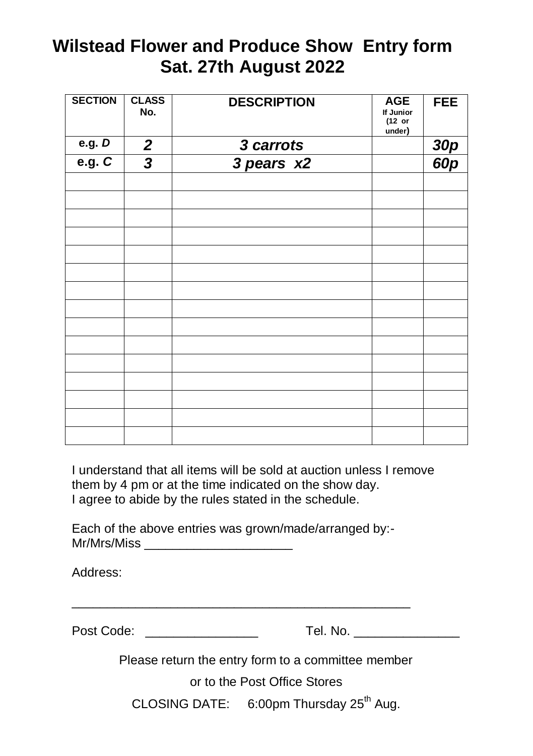# Wilstead Flower and Produce Show Entry form
## Sat. 27th August 2022

| SECTION | CLASS No. | DESCRIPTION | AGE If Junior (12 or under) | FEE |
|---|---|---|---|---|
| e.g. *D* | ***2*** | ***3 carrots*** | | ***30p*** |
| e.g. *C* | ***3*** | ***3 pears x2*** | | ***60p*** |
| | | | | |
| | | | | |
| | | | | |
| | | | | |
| | | | | |
| | | | | |
| | | | | |
| | | | | |
| | | | | |
| | | | | |
| | | | | |
| | | | | |
| | | | | |
| | | | | |
| | | | | |

I understand that all items will be sold at auction unless I remove them by 4 pm or at the time indicated on the show day.
I agree to abide by the rules stated in the schedule.

Each of the above entries was grown/made/arranged by:-
Mr/Mrs/Miss ______________________

Address:

___________________________________________________

Post Code: _________________ Tel. No. ________________

Please return the entry form to a committee member

or to the Post Office Stores

CLOSING DATE: 6:00pm Thursday 25th Aug.